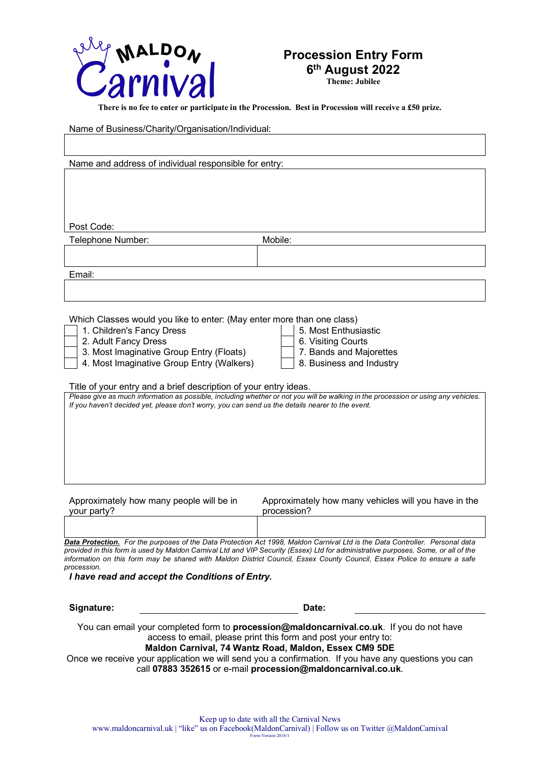Maldon Carnival

# Procession Entry Form
## 6th August 2022
**Theme: Jubilee**

**There is no fee to enter or participate in the Procession. Best in Procession will receive a £50 prize.**

Name of Business/Charity/Organisation/Individual:

Name and address of individual responsible for entry:

Post Code:

Telephone Number: Mobile:

Email:

Which Classes would you like to enter: (May enter more than one class)

- ☐ 1. Children's Fancy Dress
- ☐ 2. Adult Fancy Dress
- ☐ 3. Most Imaginative Group Entry (Floats)
- ☐ 4. Most Imaginative Group Entry (Walkers)
- ☐ 5. Most Enthusiastic
- ☐ 6. Visiting Courts
- ☐ 7. Bands and Majorettes
- ☐ 8. Business and Industry

Title of your entry and a brief description of your entry ideas.

*Please give as much information as possible, including whether or not you will be walking in the procession or using any vehicles. If you haven't decided yet, please don't worry, you can send us the details nearer to the event.*

Approximately how many people will be in your party?

Approximately how many vehicles will you have in the procession?

***Data Protection.*** *For the purposes of the Data Protection Act 1998, Maldon Carnival Ltd is the Data Controller. Personal data provided in this form is used by Maldon Carnival Ltd and VIP Security (Essex) Ltd for administrative purposes, Some, or all of the information on this form may be shared with Maldon District Council, Essex County Council, Essex Police to ensure a safe procession.*

***I have read and accept the Conditions of Entry.***

**Signature:** ______________________ **Date:** ______________

You can email your completed form to **procession@maldoncarnival.co.uk**. If you do not have access to email, please print this form and post your entry to:
**Maldon Carnival, 74 Wantz Road, Maldon, Essex CM9 5DE**
Once we receive your application we will send you a confirmation. If you have any questions you can call **07883 352615** or e-mail **procession@maldoncarnival.co.uk**.

Keep up to date with all the Carnival News
www.maldoncarnival.uk | "like" us on Facebook(MaldonCarnival) | Follow us on Twitter @MaldonCarnival
Form Version 2018/1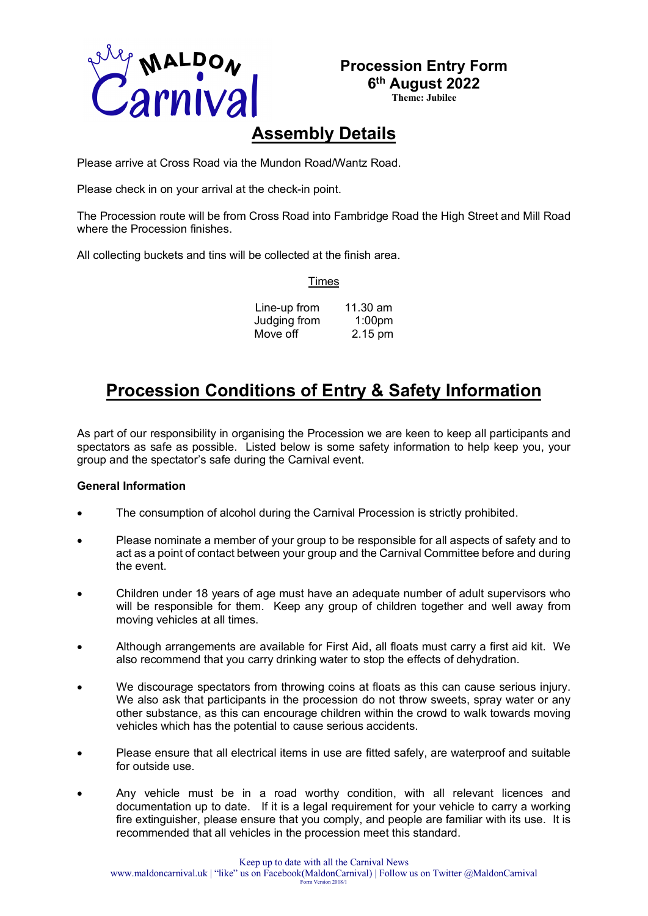**Procession Entry Form**
**6th August 2022**
**Theme: Jubilee**

## Assembly Details

Please arrive at Cross Road via the Mundon Road/Wantz Road.

Please check in on your arrival at the check-in point.

The Procession route will be from Cross Road into Fambridge Road the High Street and Mill Road where the Procession finishes.

All collecting buckets and tins will be collected at the finish area.

Times

| | |
|---|---|
| Line-up from | 11.30 am |
| Judging from | 1:00pm |
| Move off | 2.15 pm |

## Procession Conditions of Entry & Safety Information

As part of our responsibility in organising the Procession we are keen to keep all participants and spectators as safe as possible. Listed below is some safety information to help keep you, your group and the spectator's safe during the Carnival event.

**General Information**

- The consumption of alcohol during the Carnival Procession is strictly prohibited.
- Please nominate a member of your group to be responsible for all aspects of safety and to act as a point of contact between your group and the Carnival Committee before and during the event.
- Children under 18 years of age must have an adequate number of adult supervisors who will be responsible for them. Keep any group of children together and well away from moving vehicles at all times.
- Although arrangements are available for First Aid, all floats must carry a first aid kit. We also recommend that you carry drinking water to stop the effects of dehydration.
- We discourage spectators from throwing coins at floats as this can cause serious injury. We also ask that participants in the procession do not throw sweets, spray water or any other substance, as this can encourage children within the crowd to walk towards moving vehicles which has the potential to cause serious accidents.
- Please ensure that all electrical items in use are fitted safely, are waterproof and suitable for outside use.
- Any vehicle must be in a road worthy condition, with all relevant licences and documentation up to date. If it is a legal requirement for your vehicle to carry a working fire extinguisher, please ensure that you comply, and people are familiar with its use. It is recommended that all vehicles in the procession meet this standard.

Keep up to date with all the Carnival News
www.maldoncarnival.uk | "like" us on Facebook(MaldonCarnival) | Follow us on Twitter @MaldonCarnival
Form Version 2018/1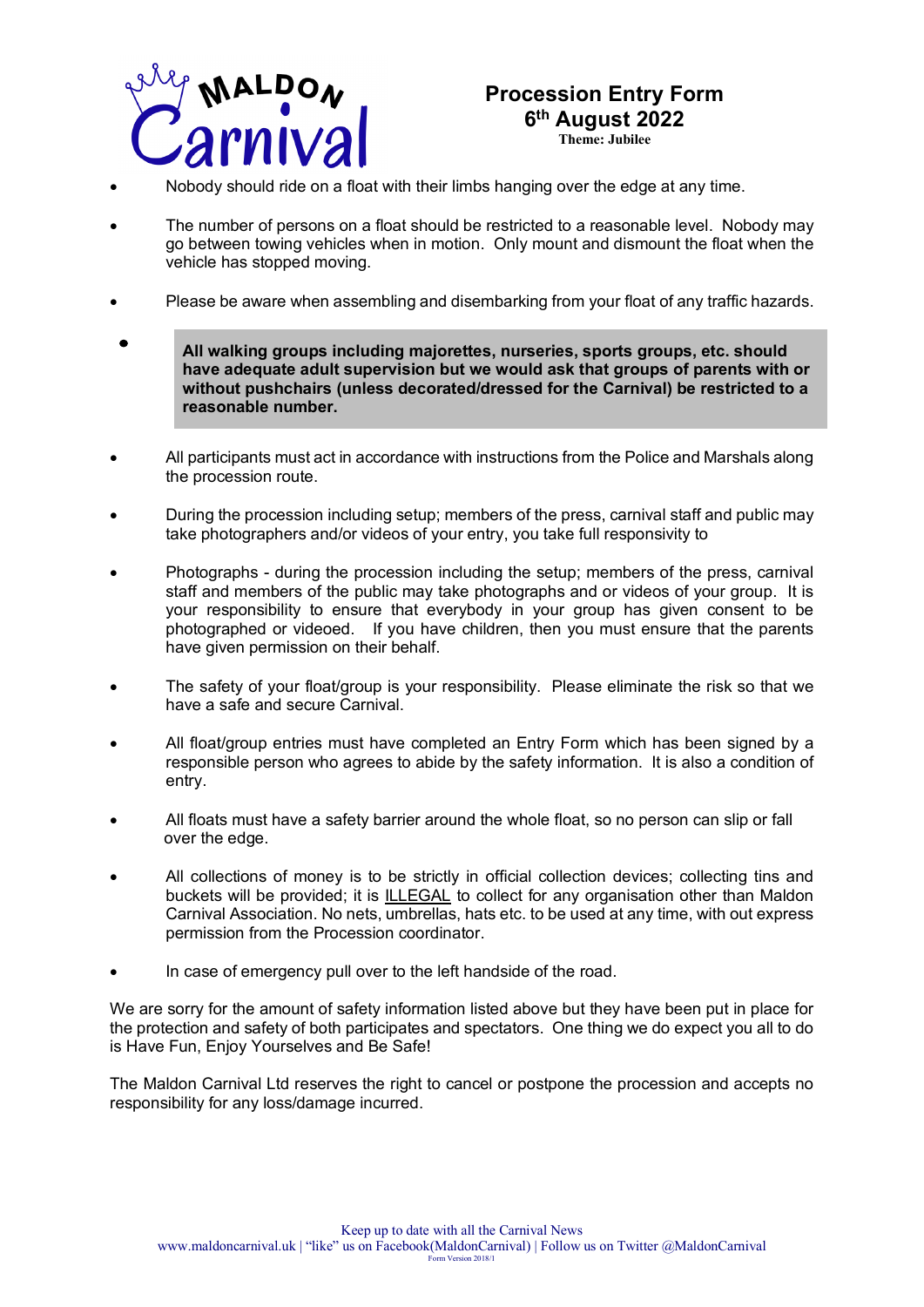MALDON Carnival

# Procession Entry Form
## 6th August 2022
**Theme: Jubilee**

- Nobody should ride on a float with their limbs hanging over the edge at any time.
- The number of persons on a float should be restricted to a reasonable level. Nobody may go between towing vehicles when in motion. Only mount and dismount the float when the vehicle has stopped moving.
- Please be aware when assembling and disembarking from your float of any traffic hazards.
- **All walking groups including majorettes, nurseries, sports groups, etc. should have adequate adult supervision but we would ask that groups of parents with or without pushchairs (unless decorated/dressed for the Carnival) be restricted to a reasonable number.**
- All participants must act in accordance with instructions from the Police and Marshals along the procession route.
- During the procession including setup; members of the press, carnival staff and public may take photographers and/or videos of your entry, you take full responsivity to
- Photographs - during the procession including the setup; members of the press, carnival staff and members of the public may take photographs and or videos of your group. It is your responsibility to ensure that everybody in your group has given consent to be photographed or videoed. If you have children, then you must ensure that the parents have given permission on their behalf.
- The safety of your float/group is your responsibility. Please eliminate the risk so that we have a safe and secure Carnival.
- All float/group entries must have completed an Entry Form which has been signed by a responsible person who agrees to abide by the safety information. It is also a condition of entry.
- All floats must have a safety barrier around the whole float, so no person can slip or fall over the edge.
- All collections of money is to be strictly in official collection devices; collecting tins and buckets will be provided; it is ILLEGAL to collect for any organisation other than Maldon Carnival Association. No nets, umbrellas, hats etc. to be used at any time, with out express permission from the Procession coordinator.
- In case of emergency pull over to the left handside of the road.

We are sorry for the amount of safety information listed above but they have been put in place for the protection and safety of both participates and spectators. One thing we do expect you all to do is Have Fun, Enjoy Yourselves and Be Safe!

The Maldon Carnival Ltd reserves the right to cancel or postpone the procession and accepts no responsibility for any loss/damage incurred.

Keep up to date with all the Carnival News
www.maldoncarnival.uk | "like" us on Facebook(MaldonCarnival) | Follow us on Twitter @MaldonCarnival
Form Version 2018/1